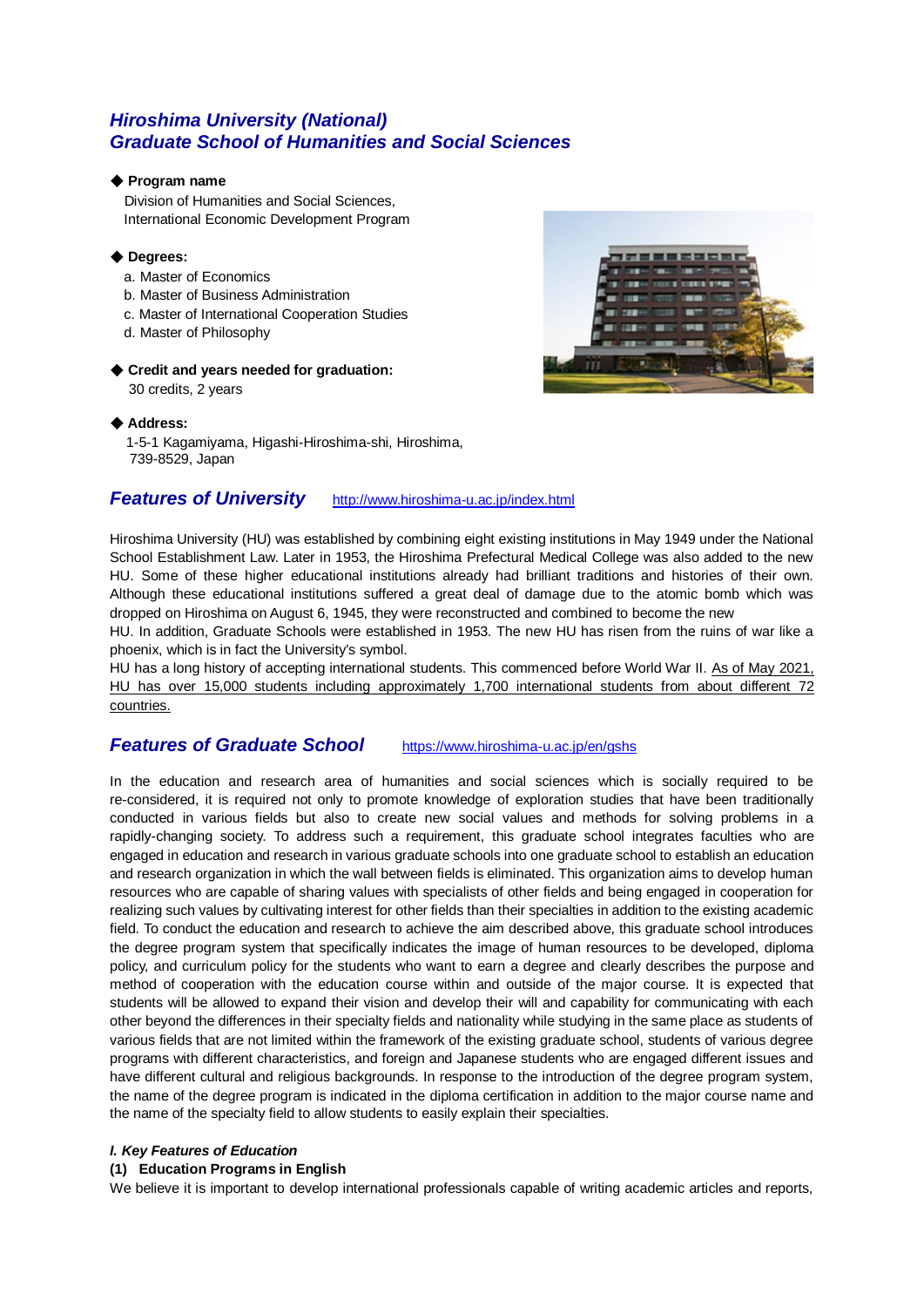# Hiroshima University (National)
# Graduate School of Humanities and Social Sciences

◆ **Program name**

Division of Humanities and Social Sciences,
International Economic Development Program

◆ **Degrees:**

a. Master of Economics
b. Master of Business Administration
c. Master of International Cooperation Studies
d. Master of Philosophy

◆ **Credit and years needed for graduation:**

30 credits, 2 years

◆ **Address:**

1-5-1 Kagamiyama, Higashi-Hiroshima-shi, Hiroshima,
739-8529, Japan

## Features of University http://www.hiroshima-u.ac.jp/index.html

Hiroshima University (HU) was established by combining eight existing institutions in May 1949 under the National School Establishment Law. Later in 1953, the Hiroshima Prefectural Medical College was also added to the new HU. Some of these higher educational institutions already had brilliant traditions and histories of their own. Although these educational institutions suffered a great deal of damage due to the atomic bomb which was dropped on Hiroshima on August 6, 1945, they were reconstructed and combined to become the new HU. In addition, Graduate Schools were established in 1953. The new HU has risen from the ruins of war like a phoenix, which is in fact the University's symbol.

HU has a long history of accepting international students. This commenced before World War II. As of May 2021, HU has over 15,000 students including approximately 1,700 international students from about different 72 countries.

## Features of Graduate School https://www.hiroshima-u.ac.jp/en/gshs

In the education and research area of humanities and social sciences which is socially required to be re-considered, it is required not only to promote knowledge of exploration studies that have been traditionally conducted in various fields but also to create new social values and methods for solving problems in a rapidly-changing society. To address such a requirement, this graduate school integrates faculties who are engaged in education and research in various graduate schools into one graduate school to establish an education and research organization in which the wall between fields is eliminated. This organization aims to develop human resources who are capable of sharing values with specialists of other fields and being engaged in cooperation for realizing such values by cultivating interest for other fields than their specialties in addition to the existing academic field. To conduct the education and research to achieve the aim described above, this graduate school introduces the degree program system that specifically indicates the image of human resources to be developed, diploma policy, and curriculum policy for the students who want to earn a degree and clearly describes the purpose and method of cooperation with the education course within and outside of the major course. It is expected that students will be allowed to expand their vision and develop their will and capability for communicating with each other beyond the differences in their specialty fields and nationality while studying in the same place as students of various fields that are not limited within the framework of the existing graduate school, students of various degree programs with different characteristics, and foreign and Japanese students who are engaged different issues and have different cultural and religious backgrounds. In response to the introduction of the degree program system, the name of the degree program is indicated in the diploma certification in addition to the major course name and the name of the specialty field to allow students to easily explain their specialties.

***I. Key Features of Education***

**(1) Education Programs in English**

We believe it is important to develop international professionals capable of writing academic articles and reports,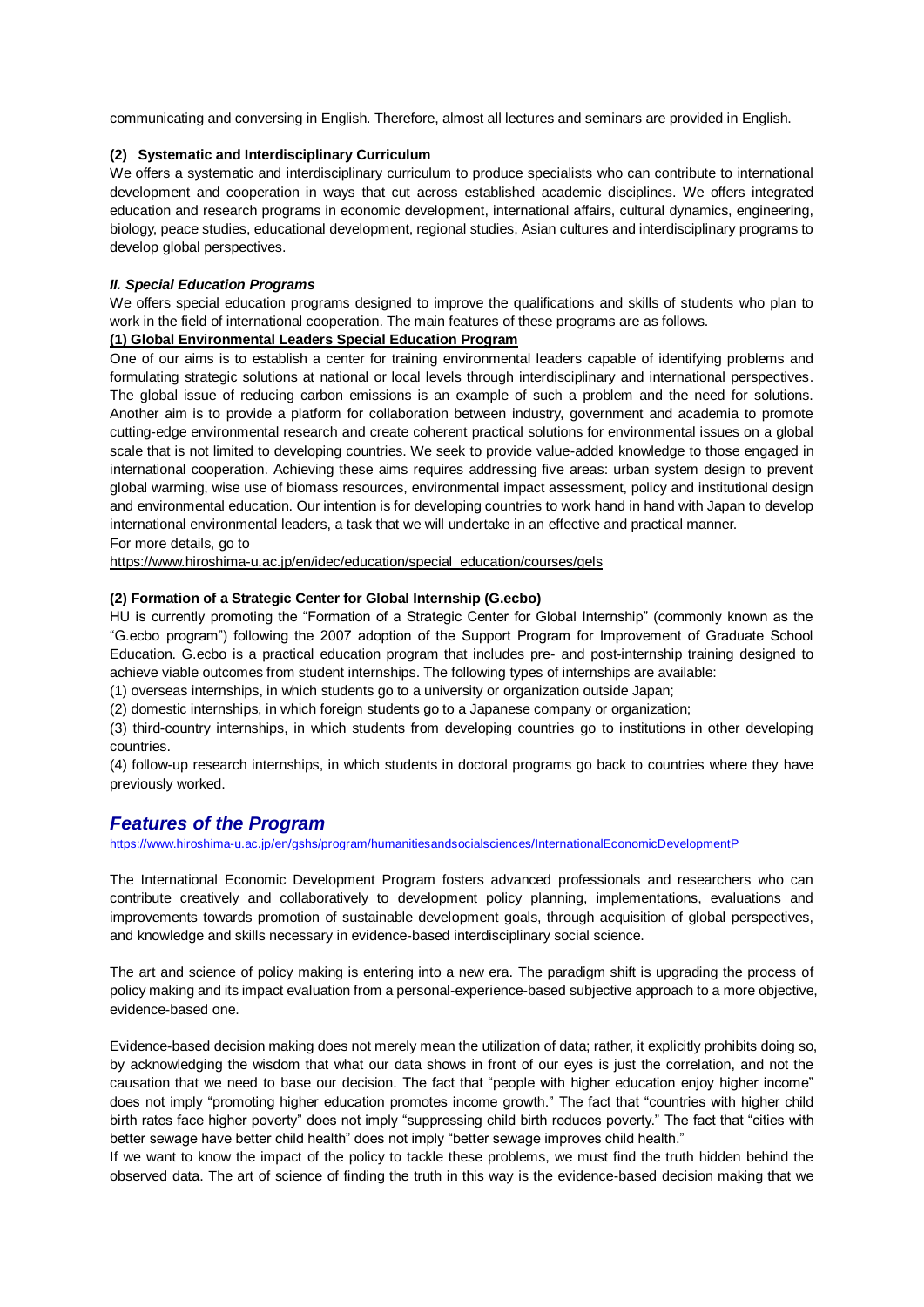communicating and conversing in English. Therefore, almost all lectures and seminars are provided in English.

**(2) Systematic and Interdisciplinary Curriculum**

We offers a systematic and interdisciplinary curriculum to produce specialists who can contribute to international development and cooperation in ways that cut across established academic disciplines. We offer integrated education and research programs in economic development, international affairs, cultural dynamics, engineering, biology, peace studies, educational development, regional studies, Asian cultures and interdisciplinary programs to develop global perspectives.

***II. Special Education Programs***

We offers special education programs designed to improve the qualifications and skills of students who plan to work in the field of international cooperation. The main features of these programs are as follows.

**(1) Global Environmental Leaders Special Education Program**

One of our aims is to establish a center for training environmental leaders capable of identifying problems and formulating strategic solutions at national or local levels through interdisciplinary and international perspectives. The global issue of reducing carbon emissions is an example of such a problem and the need for solutions. Another aim is to provide a platform for collaboration between industry, government and academia to promote cutting-edge environmental research and create coherent practical solutions for environmental issues on a global scale that is not limited to developing countries. We seek to provide value-added knowledge to those engaged in international cooperation. Achieving these aims requires addressing five areas: urban system design to prevent global warming, wise use of biomass resources, environmental impact assessment, policy and institutional design and environmental education. Our intention is for developing countries to work hand in hand with Japan to develop international environmental leaders, a task that we will undertake in an effective and practical manner.

For more details, go to

https://www.hiroshima-u.ac.jp/en/idec/education/special_education/courses/gels

**(2) Formation of a Strategic Center for Global Internship (G.ecbo)**

HU is currently promoting the "Formation of a Strategic Center for Global Internship" (commonly known as the "G.ecbo program") following the 2007 adoption of the Support Program for Improvement of Graduate School Education. G.ecbo is a practical education program that includes pre- and post-internship training designed to achieve viable outcomes from student internships. The following types of internships are available:

(1) overseas internships, in which students go to a university or organization outside Japan;

(2) domestic internships, in which foreign students go to a Japanese company or organization;

(3) third-country internships, in which students from developing countries go to institutions in other developing countries.

(4) follow-up research internships, in which students in doctoral programs go back to countries where they have previously worked.

## *Features of the Program*

https://www.hiroshima-u.ac.jp/en/gshs/program/humanitiesandsocialsciences/InternationalEconomicDevelopmentP

The International Economic Development Program fosters advanced professionals and researchers who can contribute creatively and collaboratively to development policy planning, implementations, evaluations and improvements towards promotion of sustainable development goals, through acquisition of global perspectives, and knowledge and skills necessary in evidence-based interdisciplinary social science.

The art and science of policy making is entering into a new era. The paradigm shift is upgrading the process of policy making and its impact evaluation from a personal-experience-based subjective approach to a more objective, evidence-based one.

Evidence-based decision making does not merely mean the utilization of data; rather, it explicitly prohibits doing so, by acknowledging the wisdom that what our data shows in front of our eyes is just the correlation, and not the causation that we need to base our decision. The fact that "people with higher education enjoy higher income" does not imply "promoting higher education promotes income growth." The fact that "countries with higher child birth rates face higher poverty" does not imply "suppressing child birth reduces poverty." The fact that "cities with better sewage have better child health" does not imply "better sewage improves child health."

If we want to know the impact of the policy to tackle these problems, we must find the truth hidden behind the observed data. The art of science of finding the truth in this way is the evidence-based decision making that we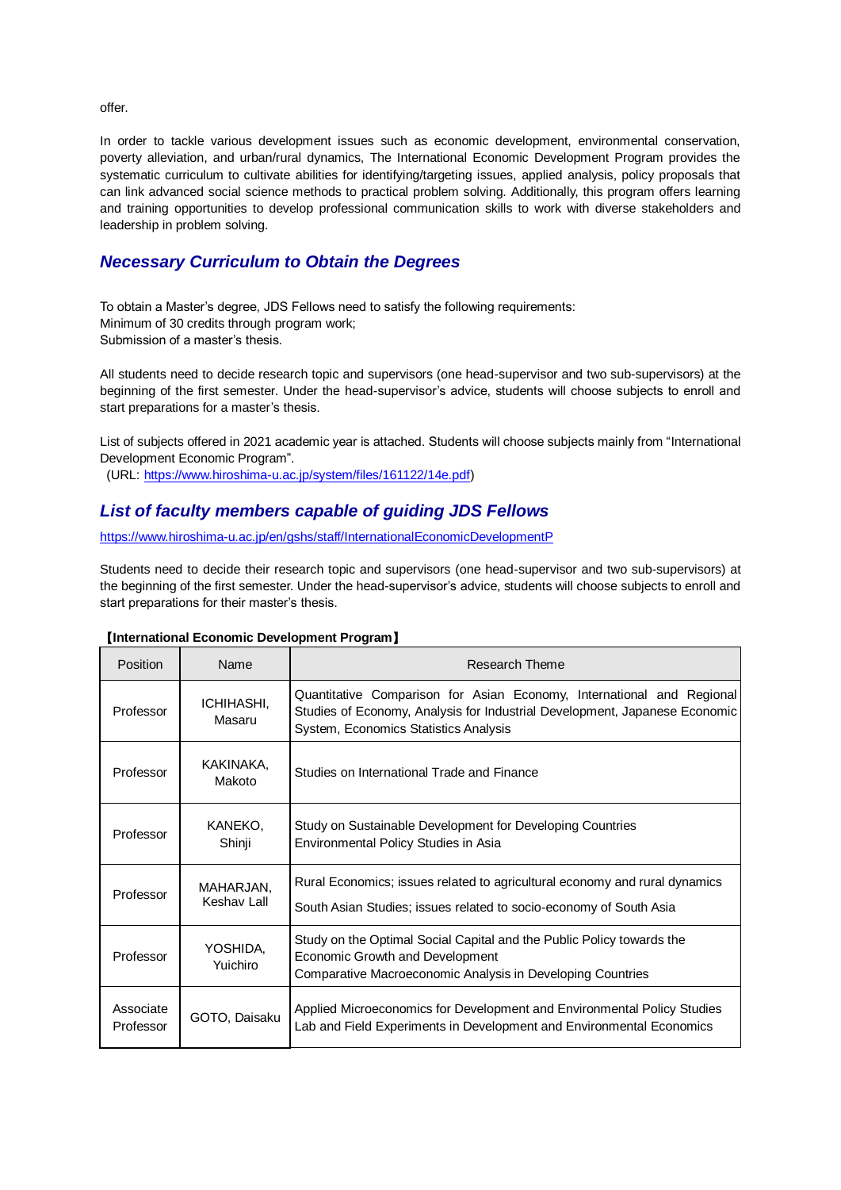offer.

In order to tackle various development issues such as economic development, environmental conservation, poverty alleviation, and urban/rural dynamics, The International Economic Development Program provides the systematic curriculum to cultivate abilities for identifying/targeting issues, applied analysis, policy proposals that can link advanced social science methods to practical problem solving. Additionally, this program offers learning and training opportunities to develop professional communication skills to work with diverse stakeholders and leadership in problem solving.

## *Necessary Curriculum to Obtain the Degrees*

To obtain a Master's degree, JDS Fellows need to satisfy the following requirements:
Minimum of 30 credits through program work;
Submission of a master's thesis.

All students need to decide research topic and supervisors (one head-supervisor and two sub-supervisors) at the beginning of the first semester. Under the head-supervisor's advice, students will choose subjects to enroll and start preparations for a master's thesis.

List of subjects offered in 2021 academic year is attached. Students will choose subjects mainly from "International Development Economic Program".
(URL: https://www.hiroshima-u.ac.jp/system/files/161122/14e.pdf)

## *List of faculty members capable of guiding JDS Fellows*

https://www.hiroshima-u.ac.jp/en/gshs/staff/InternationalEconomicDevelopmentP

Students need to decide their research topic and supervisors (one head-supervisor and two sub-supervisors) at the beginning of the first semester. Under the head-supervisor's advice, students will choose subjects to enroll and start preparations for their master's thesis.

**【International Economic Development Program】**

| Position | Name | Research Theme |
|---|---|---|
| Professor | ICHIHASHI, Masaru | Quantitative Comparison for Asian Economy, International and Regional Studies of Economy, Analysis for Industrial Development, Japanese Economic System, Economics Statistics Analysis |
| Professor | KAKINAKA, Makoto | Studies on International Trade and Finance |
| Professor | KANEKO, Shinji | Study on Sustainable Development for Developing Countries<br>Environmental Policy Studies in Asia |
| Professor | MAHARJAN, Keshav Lall | Rural Economics; issues related to agricultural economy and rural dynamics<br>South Asian Studies; issues related to socio-economy of South Asia |
| Professor | YOSHIDA, Yuichiro | Study on the Optimal Social Capital and the Public Policy towards the Economic Growth and Development<br>Comparative Macroeconomic Analysis in Developing Countries |
| Associate Professor | GOTO, Daisaku | Applied Microeconomics for Development and Environmental Policy Studies<br>Lab and Field Experiments in Development and Environmental Economics |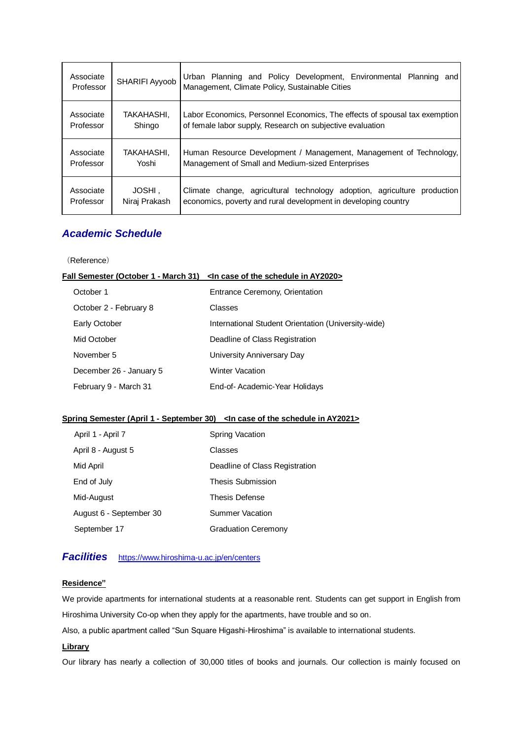| Associate Professor | SHARIFI Ayyoob | Urban Planning and Policy Development, Environmental Planning and Management, Climate Policy, Sustainable Cities |
|---|---|---|
| Associate Professor | TAKAHASHI, Shingo | Labor Economics, Personnel Economics, The effects of spousal tax exemption of female labor supply, Research on subjective evaluation |
| Associate Professor | TAKAHASHI, Yoshi | Human Resource Development / Management, Management of Technology, Management of Small and Medium-sized Enterprises |
| Associate Professor | JOSHI , Niraj Prakash | Climate change, agricultural technology adoption, agriculture production economics, poverty and rural development in developing country |

## *Academic Schedule*

（Reference）

**Fall Semester (October 1 - March 31)　<In case of the schedule in AY2020>**

| | |
|---|---|
| October 1 | Entrance Ceremony, Orientation |
| October 2 - February 8 | Classes |
| Early October | International Student Orientation (University-wide) |
| Mid October | Deadline of Class Registration |
| November 5 | University Anniversary Day |
| December 26 - January 5 | Winter Vacation |
| February 9 - March 31 | End-of- Academic-Year Holidays |

**Spring Semester (April 1 - September 30)　<In case of the schedule in AY2021>**

| | |
|---|---|
| April 1 - April 7 | Spring Vacation |
| April 8 - August 5 | Classes |
| Mid April | Deadline of Class Registration |
| End of July | Thesis Submission |
| Mid-August | Thesis Defense |
| August 6 - September 30 | Summer Vacation |
| September 17 | Graduation Ceremony |

## *Facilities*　https://www.hiroshima-u.ac.jp/en/centers

**Residence"**

We provide apartments for international students at a reasonable rent. Students can get support in English from Hiroshima University Co-op when they apply for the apartments, have trouble and so on.

Also, a public apartment called "Sun Square Higashi-Hiroshima" is available to international students.

**Library**

Our library has nearly a collection of 30,000 titles of books and journals. Our collection is mainly focused on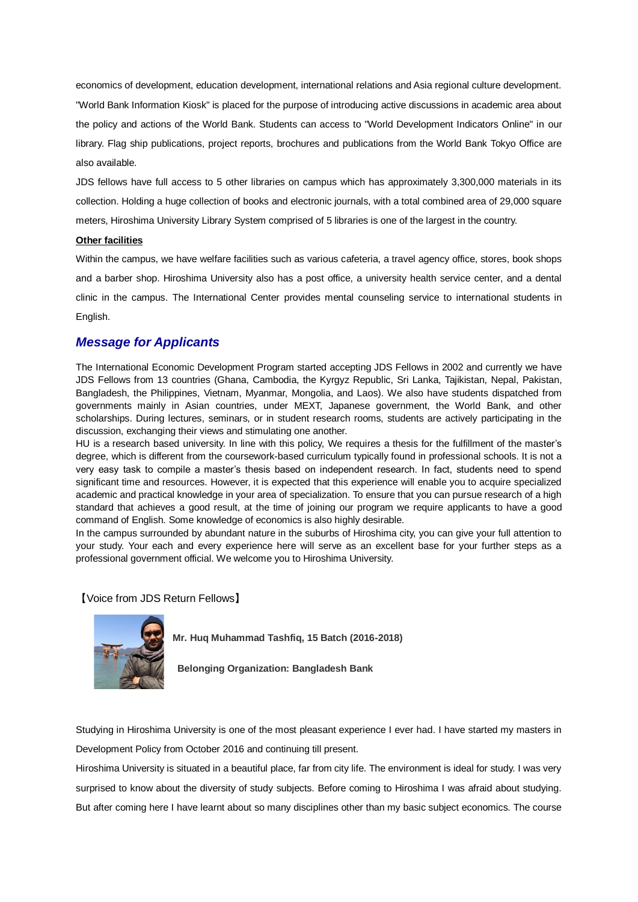economics of development, education development, international relations and Asia regional culture development. "World Bank Information Kiosk" is placed for the purpose of introducing active discussions in academic area about the policy and actions of the World Bank. Students can access to "World Development Indicators Online" in our library. Flag ship publications, project reports, brochures and publications from the World Bank Tokyo Office are also available.

JDS fellows have full access to 5 other libraries on campus which has approximately 3,300,000 materials in its collection. Holding a huge collection of books and electronic journals, with a total combined area of 29,000 square meters, Hiroshima University Library System comprised of 5 libraries is one of the largest in the country.

**Other facilities**

Within the campus, we have welfare facilities such as various cafeteria, a travel agency office, stores, book shops and a barber shop. Hiroshima University also has a post office, a university health service center, and a dental clinic in the campus. The International Center provides mental counseling service to international students in English.

## *Message for Applicants*

The International Economic Development Program started accepting JDS Fellows in 2002 and currently we have JDS Fellows from 13 countries (Ghana, Cambodia, the Kyrgyz Republic, Sri Lanka, Tajikistan, Nepal, Pakistan, Bangladesh, the Philippines, Vietnam, Myanmar, Mongolia, and Laos). We also have students dispatched from governments mainly in Asian countries, under MEXT, Japanese government, the World Bank, and other scholarships. During lectures, seminars, or in student research rooms, students are actively participating in the discussion, exchanging their views and stimulating one another.

HU is a research based university. In line with this policy, We requires a thesis for the fulfillment of the master's degree, which is different from the coursework-based curriculum typically found in professional schools. It is not a very easy task to compile a master's thesis based on independent research. In fact, students need to spend significant time and resources. However, it is expected that this experience will enable you to acquire specialized academic and practical knowledge in your area of specialization. To ensure that you can pursue research of a high standard that achieves a good result, at the time of joining our program we require applicants to have a good command of English. Some knowledge of economics is also highly desirable.

In the campus surrounded by abundant nature in the suburbs of Hiroshima city, you can give your full attention to your study. Your each and every experience here will serve as an excellent base for your further steps as a professional government official. We welcome you to Hiroshima University.

【Voice from JDS Return Fellows】

**Mr. Huq Muhammad Tashfiq, 15 Batch (2016-2018)**

**Belonging Organization: Bangladesh Bank**

Studying in Hiroshima University is one of the most pleasant experience I ever had. I have started my masters in Development Policy from October 2016 and continuing till present.

Hiroshima University is situated in a beautiful place, far from city life. The environment is ideal for study. I was very surprised to know about the diversity of study subjects. Before coming to Hiroshima I was afraid about studying. But after coming here I have learnt about so many disciplines other than my basic subject economics. The course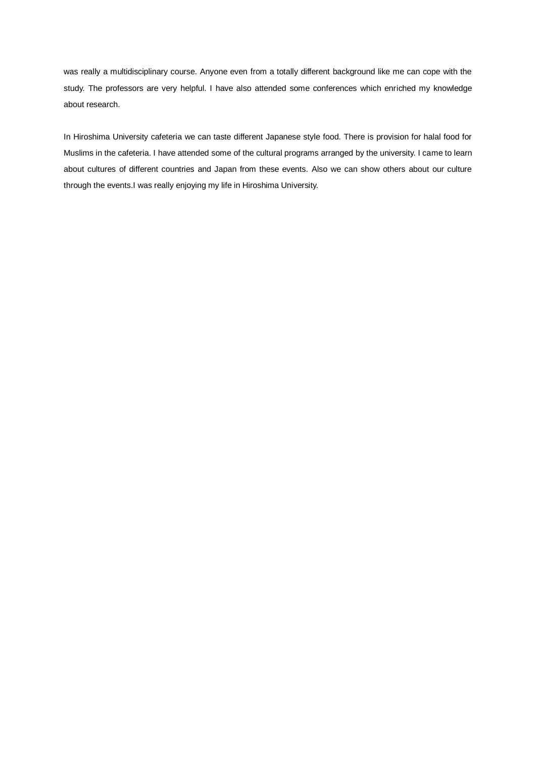was really a multidisciplinary course. Anyone even from a totally different background like me can cope with the study. The professors are very helpful. I have also attended some conferences which enriched my knowledge about research.

In Hiroshima University cafeteria we can taste different Japanese style food. There is provision for halal food for Muslims in the cafeteria. I have attended some of the cultural programs arranged by the university. I came to learn about cultures of different countries and Japan from these events. Also we can show others about our culture through the events.I was really enjoying my life in Hiroshima University.